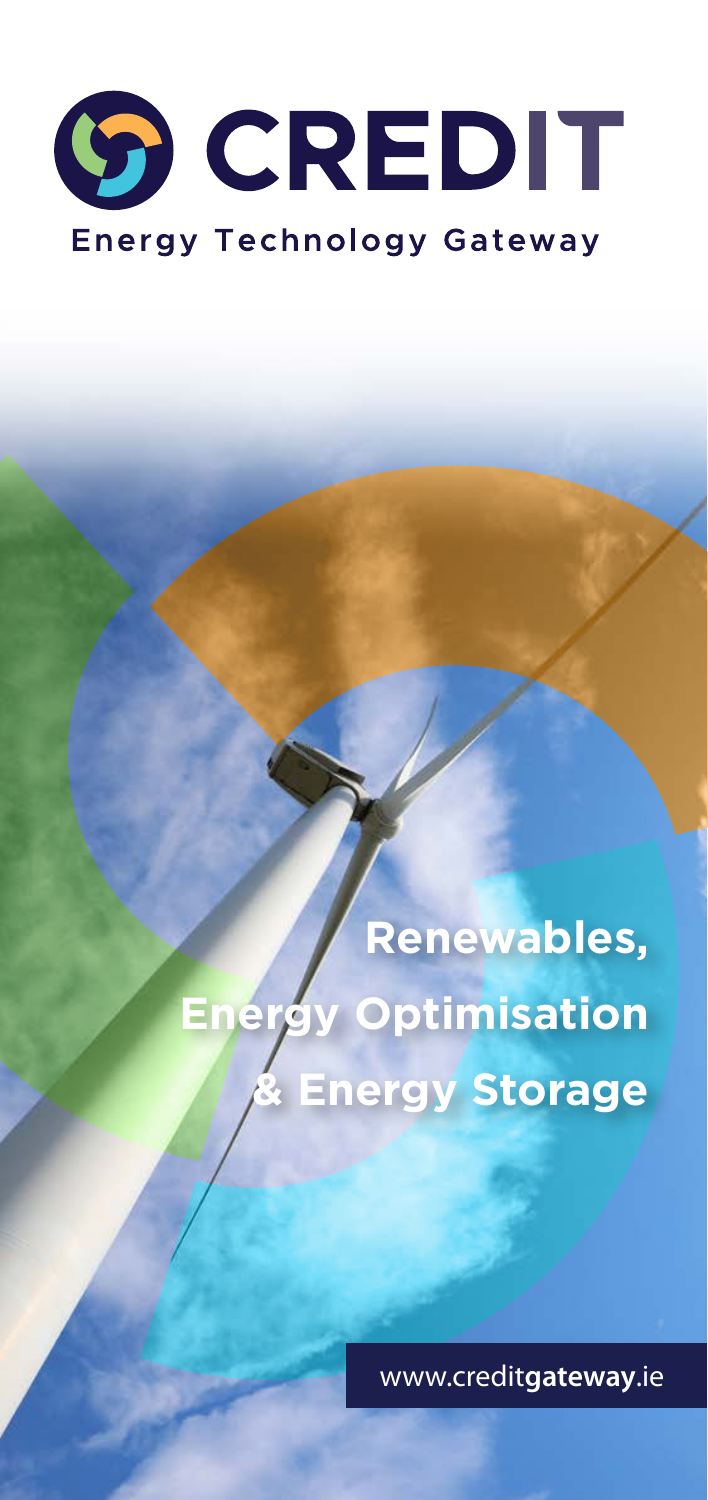# CREDIT

Energy Technology Gateway

**Renewables,**
**Energy Optimisation**
**& Energy Storage**

www.creditgateway.ie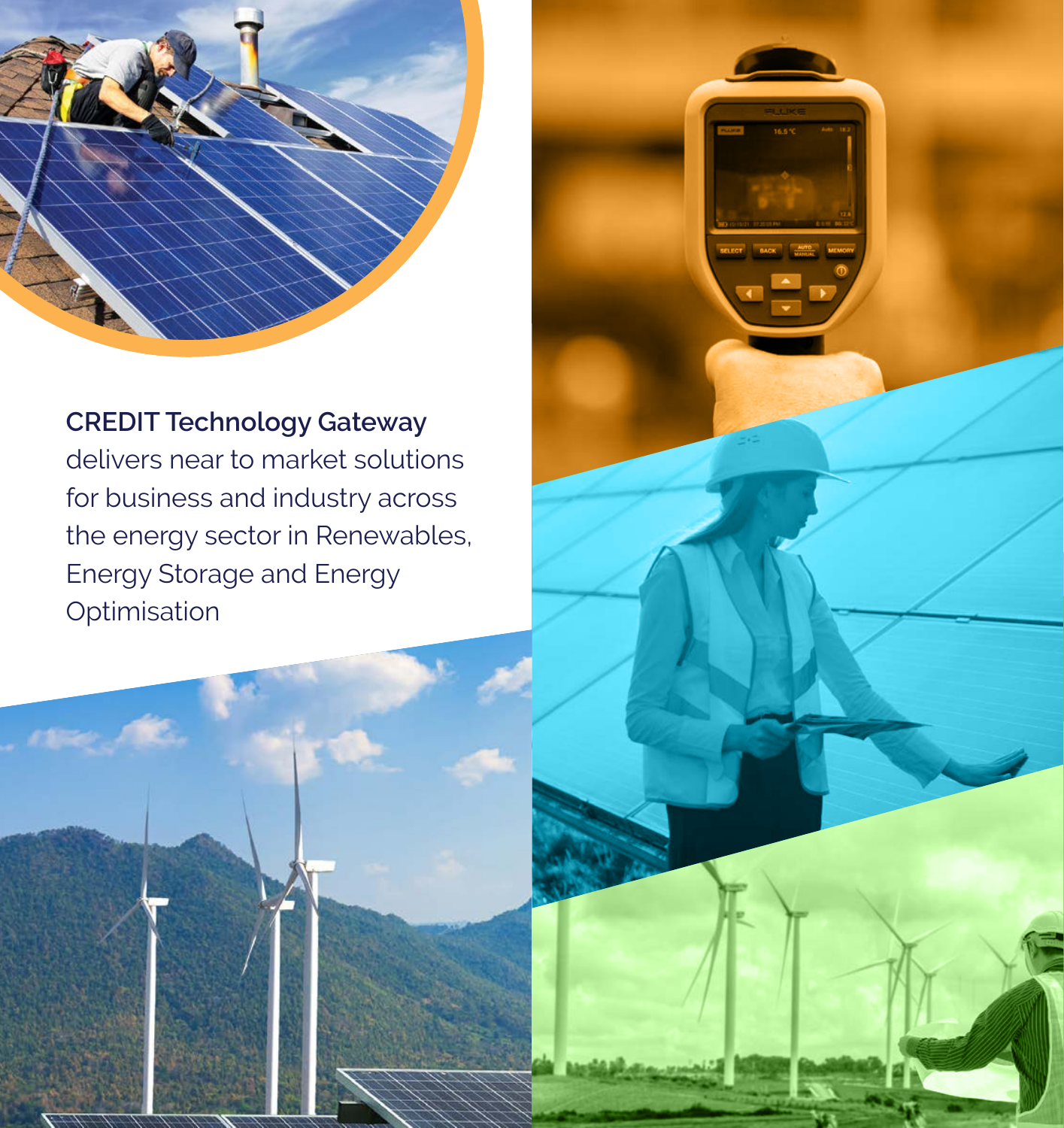**CREDIT Technology Gateway** delivers near to market solutions for business and industry across the energy sector in Renewables, Energy Storage and Energy Optimisation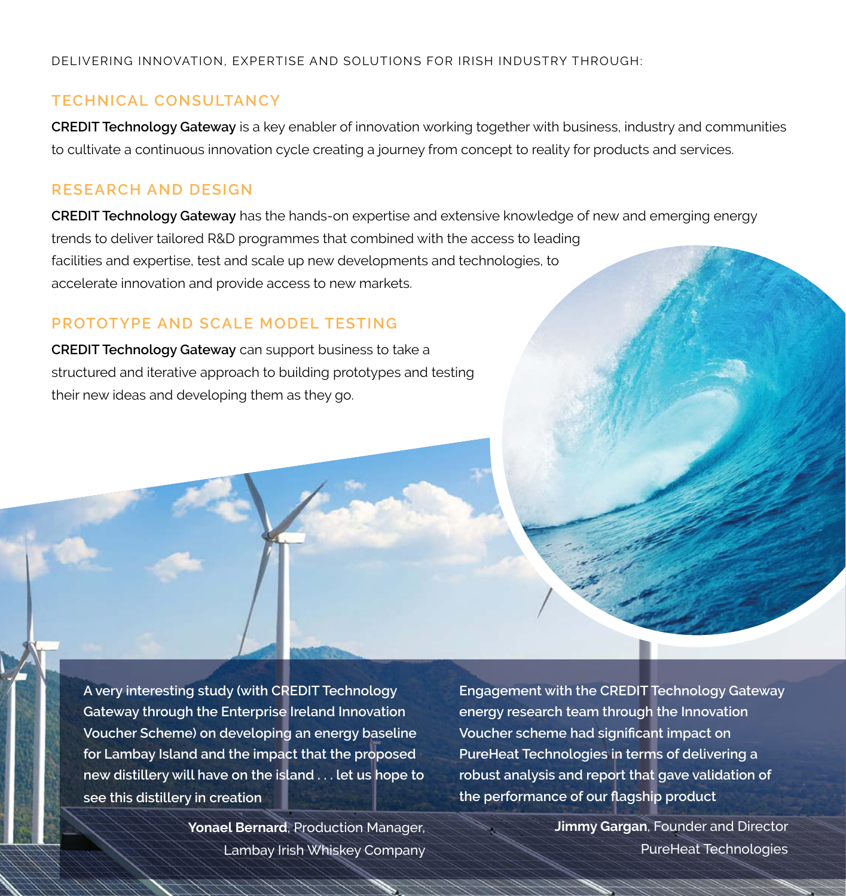DELIVERING INNOVATION, EXPERTISE AND SOLUTIONS FOR IRISH INDUSTRY THROUGH:

## TECHNICAL CONSULTANCY

**CREDIT Technology Gateway** is a key enabler of innovation working together with business, industry and communities to cultivate a continuous innovation cycle creating a journey from concept to reality for products and services.

## RESEARCH AND DESIGN

**CREDIT Technology Gateway** has the hands-on expertise and extensive knowledge of new and emerging energy trends to deliver tailored R&D programmes that combined with the access to leading facilities and expertise, test and scale up new developments and technologies, to accelerate innovation and provide access to new markets.

## PROTOTYPE AND SCALE MODEL TESTING

**CREDIT Technology Gateway** can support business to take a structured and iterative approach to building prototypes and testing their new ideas and developing them as they go.

**A very interesting study (with CREDIT Technology Gateway through the Enterprise Ireland Innovation Voucher Scheme) on developing an energy baseline for Lambay Island and the impact that the proposed new distillery will have on the island . . . let us hope to see this distillery in creation**

**Yonael Bernard**, Production Manager, Lambay Irish Whiskey Company

**Engagement with the CREDIT Technology Gateway energy research team through the Innovation Voucher scheme had significant impact on PureHeat Technologies in terms of delivering a robust analysis and report that gave validation of the performance of our flagship product**

**Jimmy Gargan**, Founder and Director PureHeat Technologies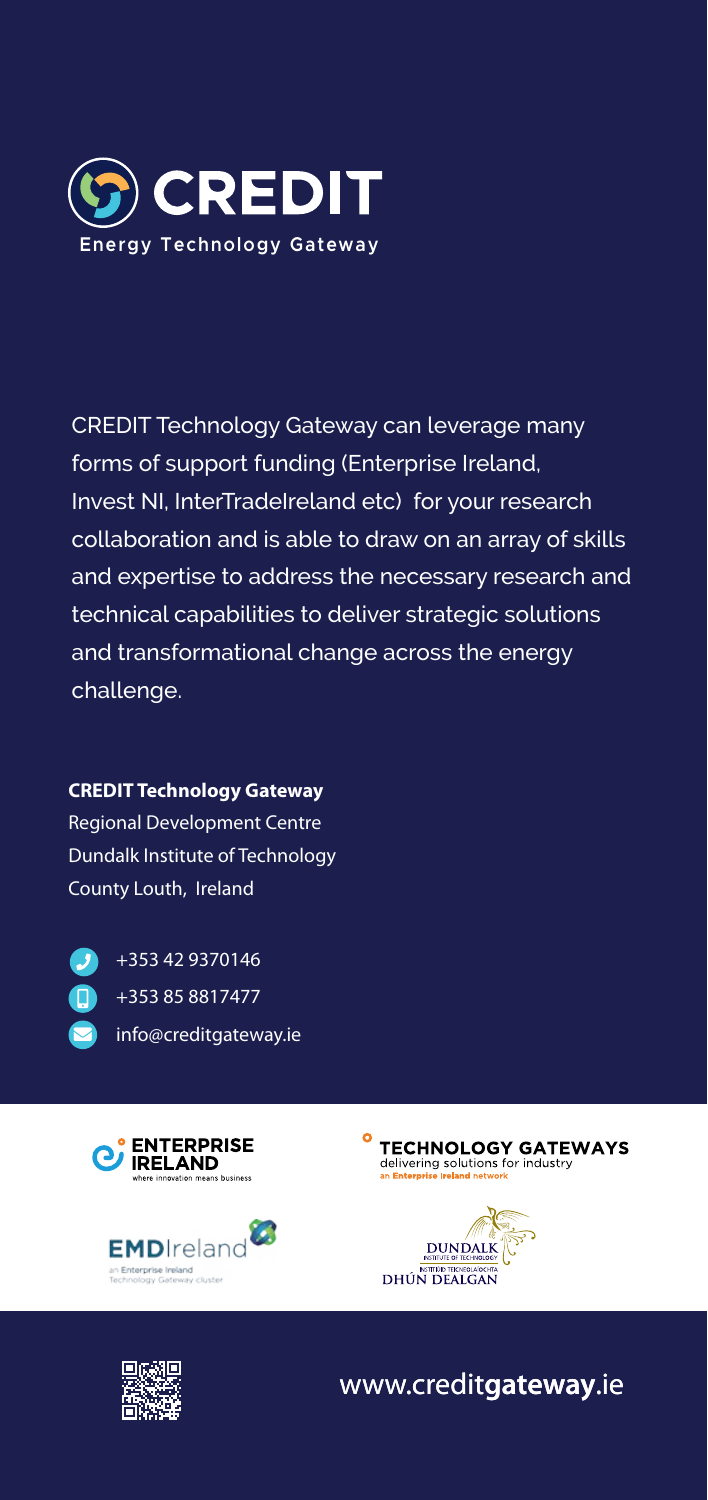# CREDIT

Energy Technology Gateway

CREDIT Technology Gateway can leverage many forms of support funding (Enterprise Ireland, Invest NI, InterTradeIreland etc) for your research collaboration and is able to draw on an array of skills and expertise to address the necessary research and technical capabilities to deliver strategic solutions and transformational change across the energy challenge.

**CREDIT Technology Gateway**
Regional Development Centre
Dundalk Institute of Technology
County Louth, Ireland

+353 42 9370146
+353 85 8817477
info@creditgateway.ie

ENTERPRISE IRELAND
where innovation means business

TECHNOLOGY GATEWAYS
delivering solutions for industry
an Enterprise Ireland network

EMDIreland
an Enterprise Ireland Technology Gateway cluster

DUNDALK INSTITUTE OF TECHNOLOGY
INSTITIÚID TEICNEOLAÍOCHTA DHÚN DEALGAN

www.creditgateway.ie